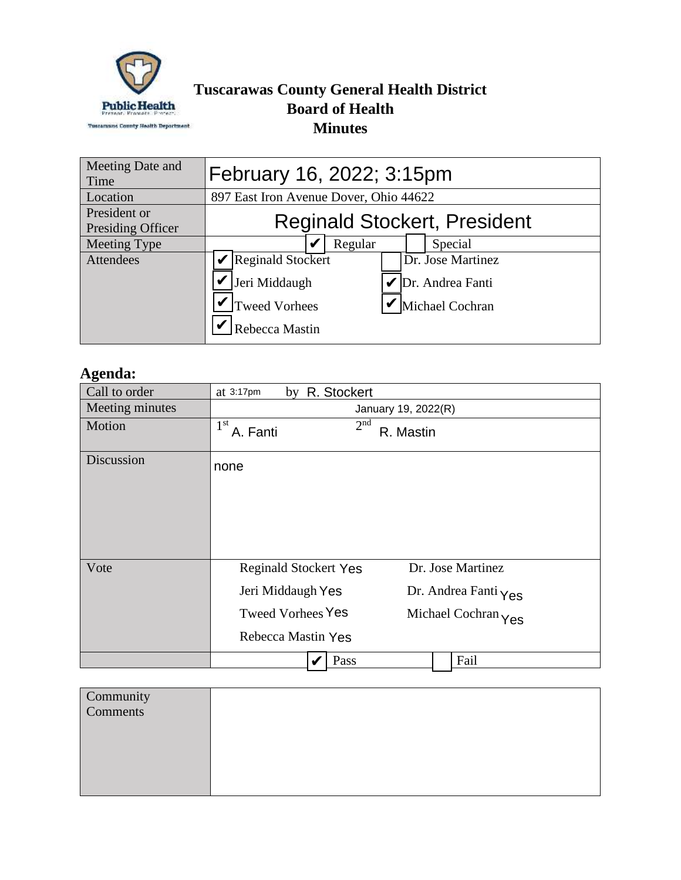# Tuscarawas County General Health District
## Board of Health
## Minutes

| | |
|---|---|
| Meeting Date and Time | February 16, 2022; 3:15pm |
| Location | 897 East Iron Avenue Dover, Ohio 44622 |
| President or Presiding Officer | Reginald Stockert, President |
| Meeting Type | ☑ Regular ☐ Special |
| Attendees | ☑ Reginald Stockert ☐ Dr. Jose Martinez<br>☑ Jeri Middaugh ☑ Dr. Andrea Fanti<br>☑ Tweed Vorhees ☑ Michael Cochran<br>☑ Rebecca Mastin |

## Agenda:

| | |
|---|---|
| Call to order | at 3:17pm by R. Stockert |
| Meeting minutes | January 19, 2022(R) |
| Motion | 1st A. Fanti 2nd R. Mastin |
| Discussion | none |
| Vote | Reginald Stockert Yes; Dr. Jose Martinez<br>Jeri Middaugh Yes; Dr. Andrea Fanti Yes<br>Tweed Vorhees Yes; Michael Cochran Yes<br>Rebecca Mastin Yes |
| | ☑ Pass ☐ Fail |

| | |
|---|---|
| Community Comments | |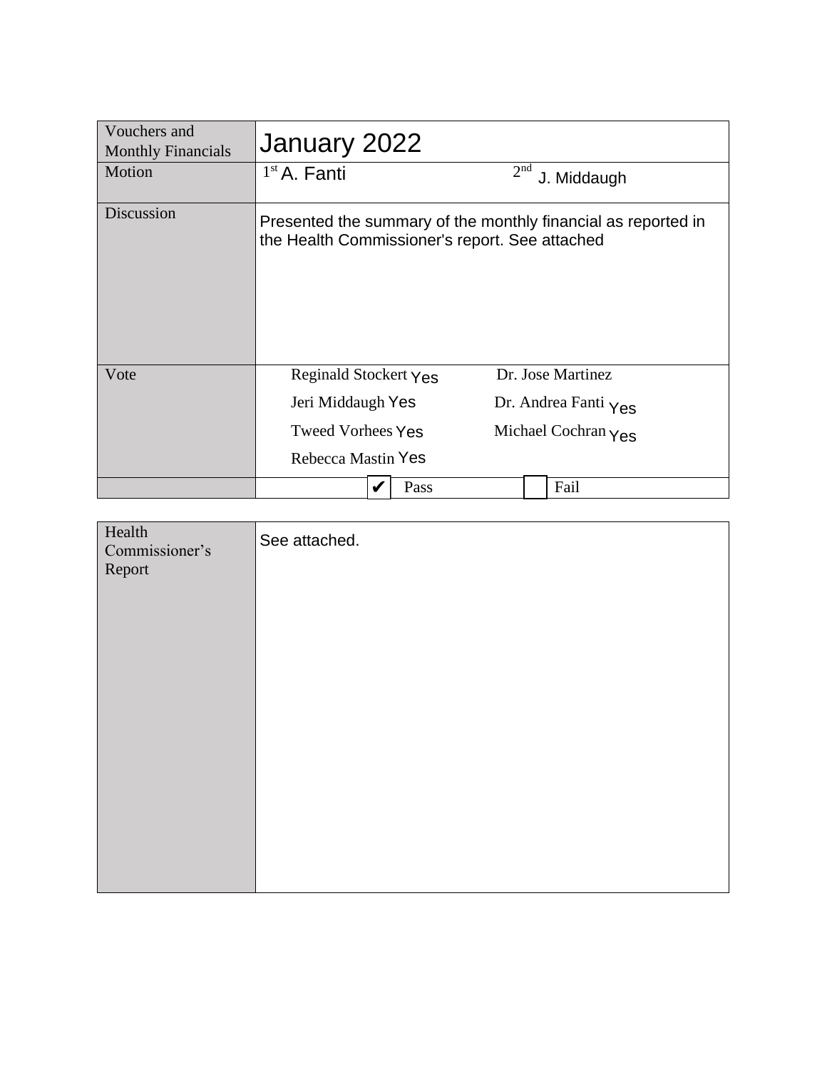| Vouchers and Monthly Financials | January 2022 | |
|---|---|---|
| Motion | 1st A. Fanti | 2nd J. Middaugh |
| Discussion | Presented the summary of the monthly financial as reported in the Health Commissioner's report. See attached | |
| Vote | Reginald Stockert Yes<br>Jeri Middaugh Yes<br>Tweed Vorhees Yes<br>Rebecca Mastin Yes | Dr. Jose Martinez<br>Dr. Andrea Fanti Yes<br>Michael Cochran Yes |
| | ✔ Pass | ☐ Fail |

| Health Commissioner's Report | See attached. |
|---|---|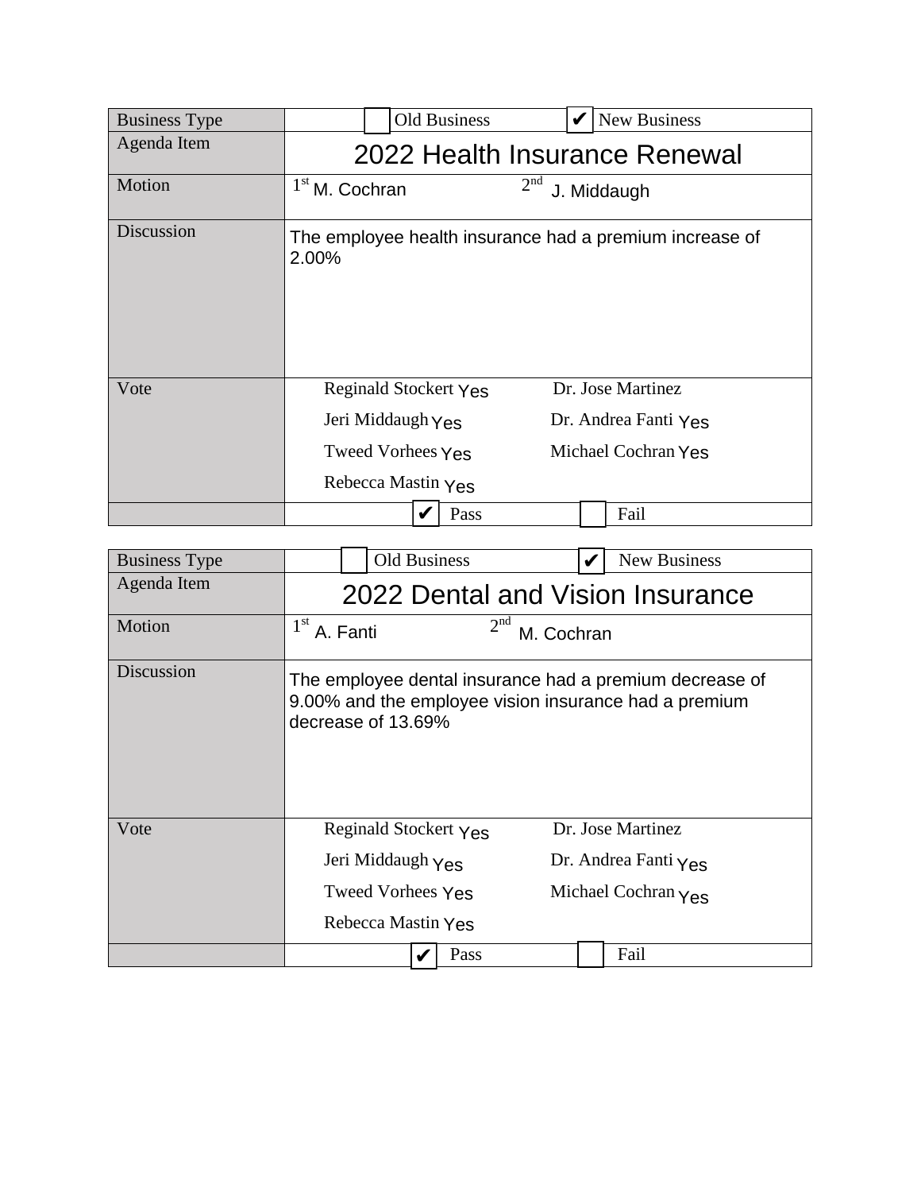| Business Type | ☐ Old Business ☑ New Business |
|---|---|
| Agenda Item | 2022 Health Insurance Renewal |
| Motion | 1st M. Cochran 2nd J. Middaugh |
| Discussion | The employee health insurance had a premium increase of 2.00% |
| Vote | Reginald Stockert Yes<br>Jeri Middaugh Yes<br>Tweed Vorhees Yes<br>Rebecca Mastin Yes<br>Dr. Jose Martinez<br>Dr. Andrea Fanti Yes<br>Michael Cochran Yes |
| | ☑ Pass ☐ Fail |

| Business Type | ☐ Old Business ☑ New Business |
|---|---|
| Agenda Item | 2022 Dental and Vision Insurance |
| Motion | 1st A. Fanti 2nd M. Cochran |
| Discussion | The employee dental insurance had a premium decrease of 9.00% and the employee vision insurance had a premium decrease of 13.69% |
| Vote | Reginald Stockert Yes<br>Jeri Middaugh Yes<br>Tweed Vorhees Yes<br>Rebecca Mastin Yes<br>Dr. Jose Martinez<br>Dr. Andrea Fanti Yes<br>Michael Cochran Yes |
| | ☑ Pass ☐ Fail |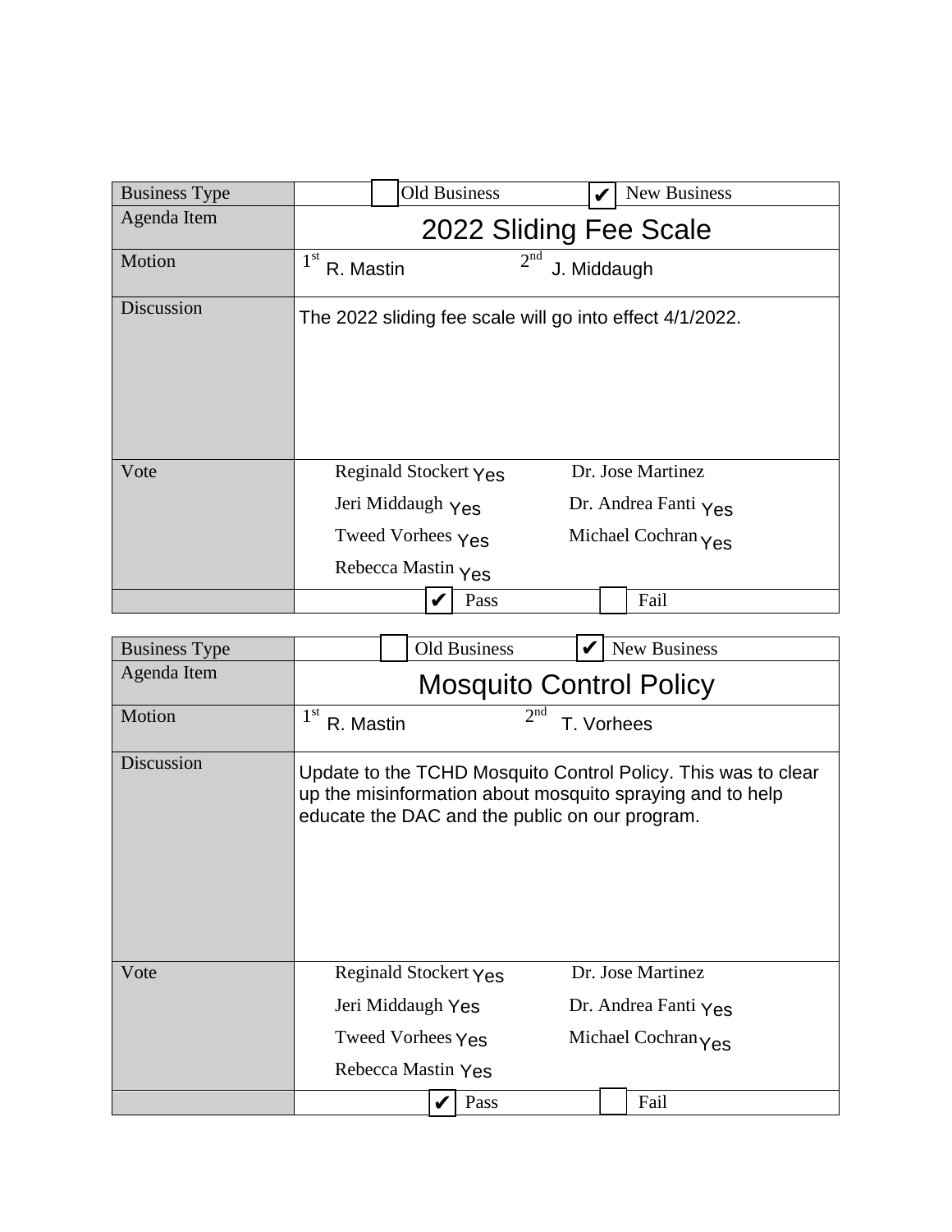| Business Type | ☐ Old Business ☑ New Business |
| --- | --- |
| Agenda Item | 2022 Sliding Fee Scale |
| Motion | 1st R. Mastin 2nd J. Middaugh |
| Discussion | The 2022 sliding fee scale will go into effect 4/1/2022. |
| Vote | Reginald Stockert Yes<br>Jeri Middaugh Yes<br>Tweed Vorhees Yes<br>Rebecca Mastin Yes<br>Dr. Jose Martinez<br>Dr. Andrea Fanti Yes<br>Michael Cochran Yes |
| | ☑ Pass ☐ Fail |

| Business Type | ☐ Old Business ☑ New Business |
| --- | --- |
| Agenda Item | Mosquito Control Policy |
| Motion | 1st R. Mastin 2nd T. Vorhees |
| Discussion | Update to the TCHD Mosquito Control Policy. This was to clear up the misinformation about mosquito spraying and to help educate the DAC and the public on our program. |
| Vote | Reginald Stockert Yes<br>Jeri Middaugh Yes<br>Tweed Vorhees Yes<br>Rebecca Mastin Yes<br>Dr. Jose Martinez<br>Dr. Andrea Fanti Yes<br>Michael Cochran Yes |
| | ☑ Pass ☐ Fail |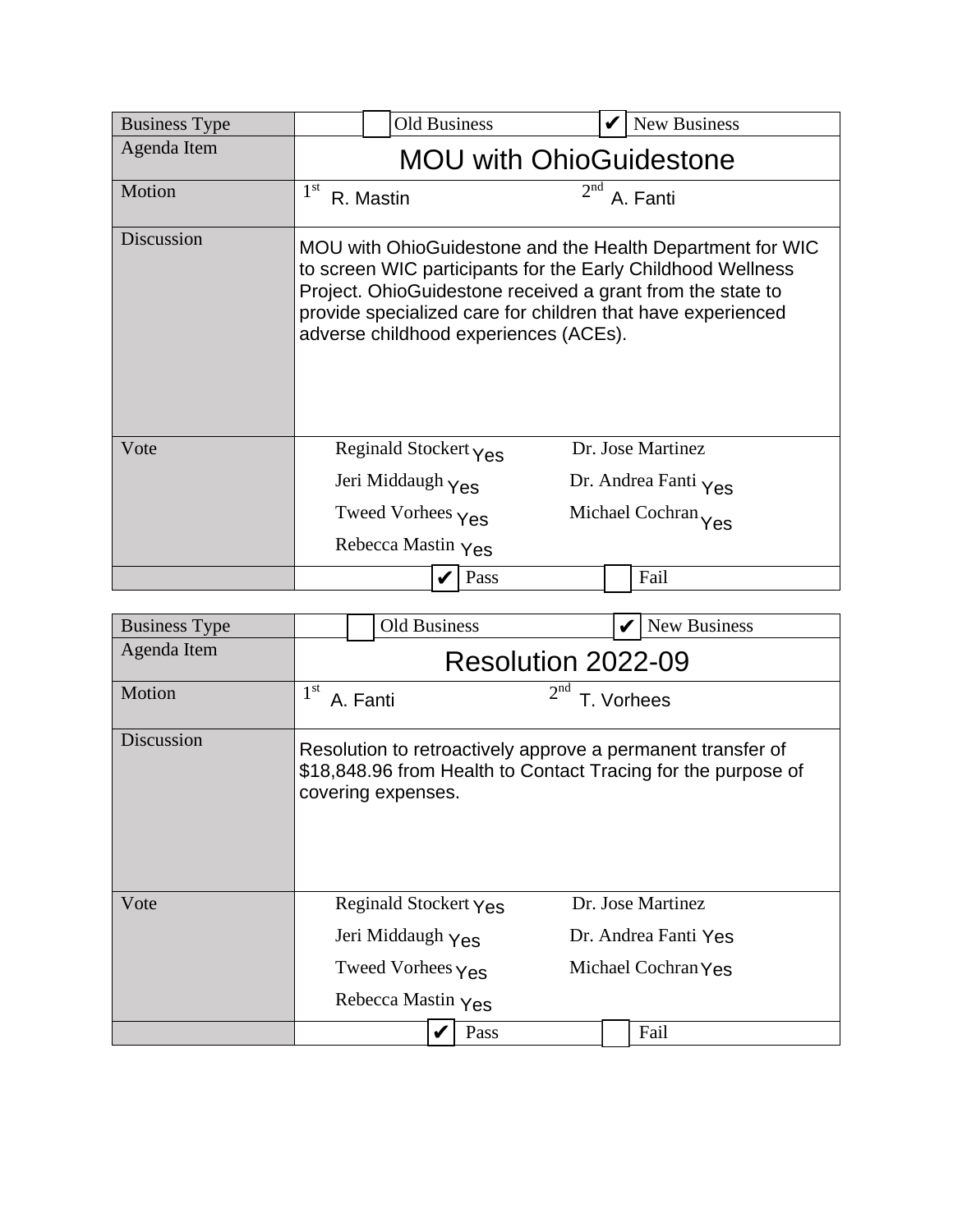| Business Type | ☐ Old Business ☑ New Business | |
|---|---|---|
| Agenda Item | MOU with OhioGuidestone | |
| Motion | 1st R. Mastin | 2nd A. Fanti |
| Discussion | MOU with OhioGuidestone and the Health Department for WIC to screen WIC participants for the Early Childhood Wellness Project. OhioGuidestone received a grant from the state to provide specialized care for children that have experienced adverse childhood experiences (ACEs). | |
| Vote | Reginald Stockert Yes | Dr. Jose Martinez |
| | Jeri Middaugh Yes | Dr. Andrea Fanti Yes |
| | Tweed Vorhees Yes | Michael Cochran Yes |
| | Rebecca Mastin Yes | |
| | ☑ Pass | ☐ Fail |

| Business Type | ☐ Old Business ☑ New Business | |
|---|---|---|
| Agenda Item | Resolution 2022-09 | |
| Motion | 1st A. Fanti | 2nd T. Vorhees |
| Discussion | Resolution to retroactively approve a permanent transfer of $18,848.96 from Health to Contact Tracing for the purpose of covering expenses. | |
| Vote | Reginald Stockert Yes | Dr. Jose Martinez |
| | Jeri Middaugh Yes | Dr. Andrea Fanti Yes |
| | Tweed Vorhees Yes | Michael Cochran Yes |
| | Rebecca Mastin Yes | |
| | ☑ Pass | ☐ Fail |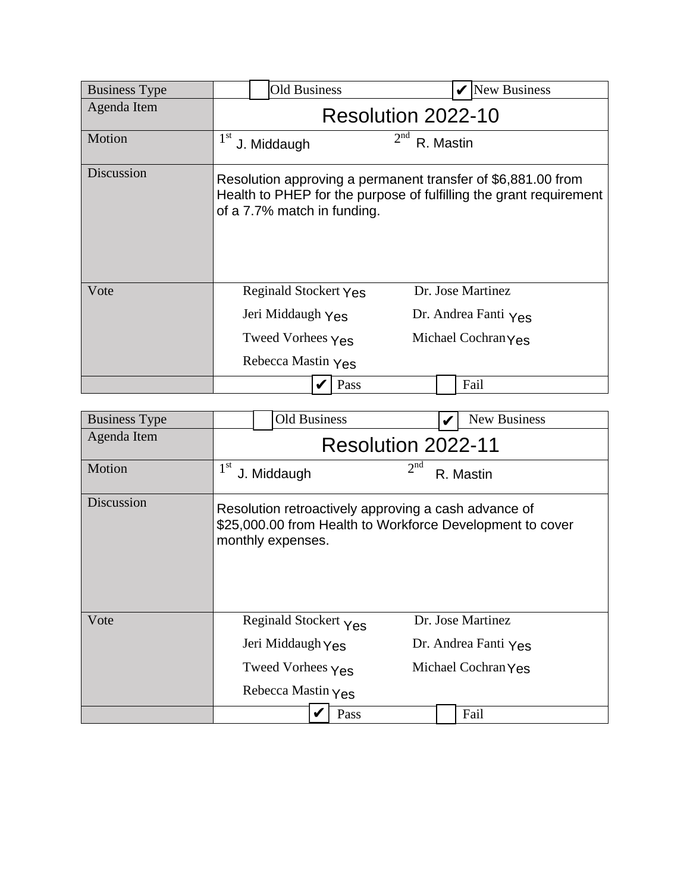| Business Type | ☐ Old Business ☑ New Business |
| --- | --- |
| Agenda Item | Resolution 2022-10 |
| Motion | 1st J. Middaugh 2nd R. Mastin |
| Discussion | Resolution approving a permanent transfer of $6,881.00 from Health to PHEP for the purpose of fulfilling the grant requirement of a 7.7% match in funding. |
| Vote | Reginald Stockert Yes<br>Jeri Middaugh Yes<br>Tweed Vorhees Yes<br>Rebecca Mastin Yes<br>Dr. Jose Martinez<br>Dr. Andrea Fanti Yes<br>Michael Cochran Yes |
| | ☑ Pass ☐ Fail |

| Business Type | ☐ Old Business ☑ New Business |
| --- | --- |
| Agenda Item | Resolution 2022-11 |
| Motion | 1st J. Middaugh 2nd R. Mastin |
| Discussion | Resolution retroactively approving a cash advance of $25,000.00 from Health to Workforce Development to cover monthly expenses. |
| Vote | Reginald Stockert Yes<br>Jeri Middaugh Yes<br>Tweed Vorhees Yes<br>Rebecca Mastin Yes<br>Dr. Jose Martinez<br>Dr. Andrea Fanti Yes<br>Michael Cochran Yes |
| | ☑ Pass ☐ Fail |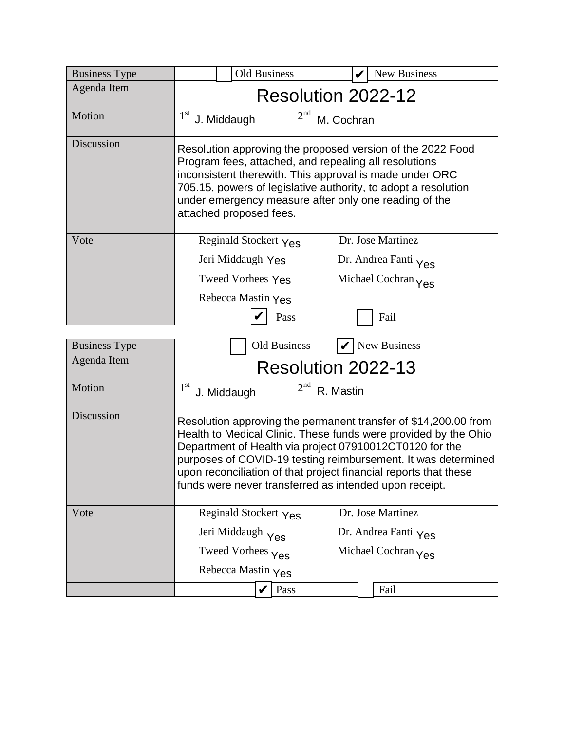| Business Type | ☐ Old Business ☑ New Business |
|---|---|
| Agenda Item | Resolution 2022-12 |
| Motion | 1st J. Middaugh 2nd M. Cochran |
| Discussion | Resolution approving the proposed version of the 2022 Food Program fees, attached, and repealing all resolutions inconsistent therewith. This approval is made under ORC 705.15, powers of legislative authority, to adopt a resolution under emergency measure after only one reading of the attached proposed fees. |
| Vote | Reginald Stockert Yes<br>Jeri Middaugh Yes<br>Tweed Vorhees Yes<br>Rebecca Mastin Yes<br>Dr. Jose Martinez<br>Dr. Andrea Fanti Yes<br>Michael Cochran Yes |
| | ☑ Pass ☐ Fail |

| Business Type | ☐ Old Business ☑ New Business |
|---|---|
| Agenda Item | Resolution 2022-13 |
| Motion | 1st J. Middaugh 2nd R. Mastin |
| Discussion | Resolution approving the permanent transfer of $14,200.00 from Health to Medical Clinic. These funds were provided by the Ohio Department of Health via project 07910012CT0120 for the purposes of COVID-19 testing reimbursement. It was determined upon reconciliation of that project financial reports that these funds were never transferred as intended upon receipt. |
| Vote | Reginald Stockert Yes<br>Jeri Middaugh Yes<br>Tweed Vorhees Yes<br>Rebecca Mastin Yes<br>Dr. Jose Martinez<br>Dr. Andrea Fanti Yes<br>Michael Cochran Yes |
| | ☑ Pass ☐ Fail |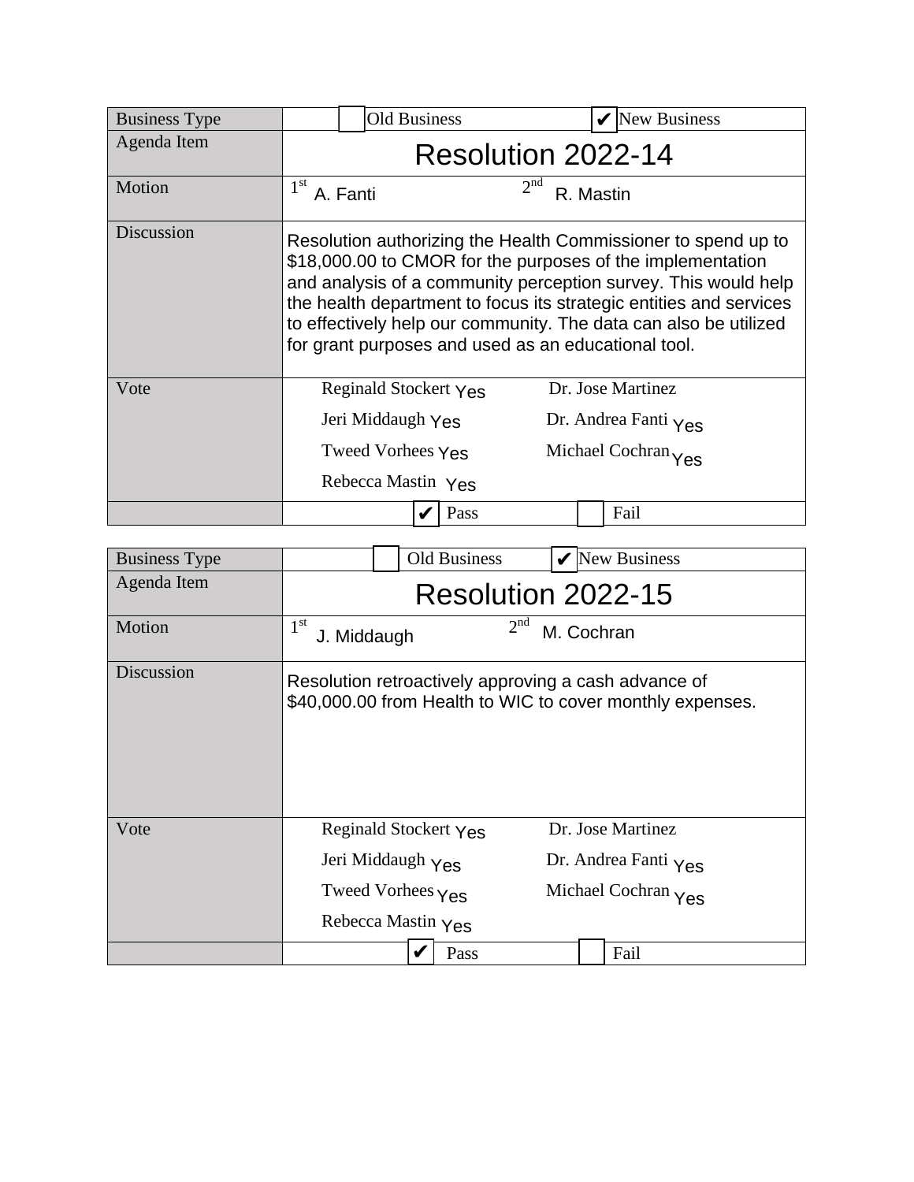| Business Type | ☐ Old Business ☑ New Business |
| --- | --- |
| Agenda Item | Resolution 2022-14 |
| Motion | 1st A. Fanti 2nd R. Mastin |
| Discussion | Resolution authorizing the Health Commissioner to spend up to $18,000.00 to CMOR for the purposes of the implementation and analysis of a community perception survey. This would help the health department to focus its strategic entities and services to effectively help our community. The data can also be utilized for grant purposes and used as an educational tool. |
| Vote | Reginald Stockert Yes<br>Jeri Middaugh Yes<br>Tweed Vorhees Yes<br>Rebecca Mastin Yes<br>Dr. Jose Martinez<br>Dr. Andrea Fanti Yes<br>Michael Cochran Yes |
| | ☑ Pass ☐ Fail |

| Business Type | ☐ Old Business ☑ New Business |
| --- | --- |
| Agenda Item | Resolution 2022-15 |
| Motion | 1st J. Middaugh 2nd M. Cochran |
| Discussion | Resolution retroactively approving a cash advance of $40,000.00 from Health to WIC to cover monthly expenses. |
| Vote | Reginald Stockert Yes<br>Jeri Middaugh Yes<br>Tweed Vorhees Yes<br>Rebecca Mastin Yes<br>Dr. Jose Martinez<br>Dr. Andrea Fanti Yes<br>Michael Cochran Yes |
| | ☑ Pass ☐ Fail |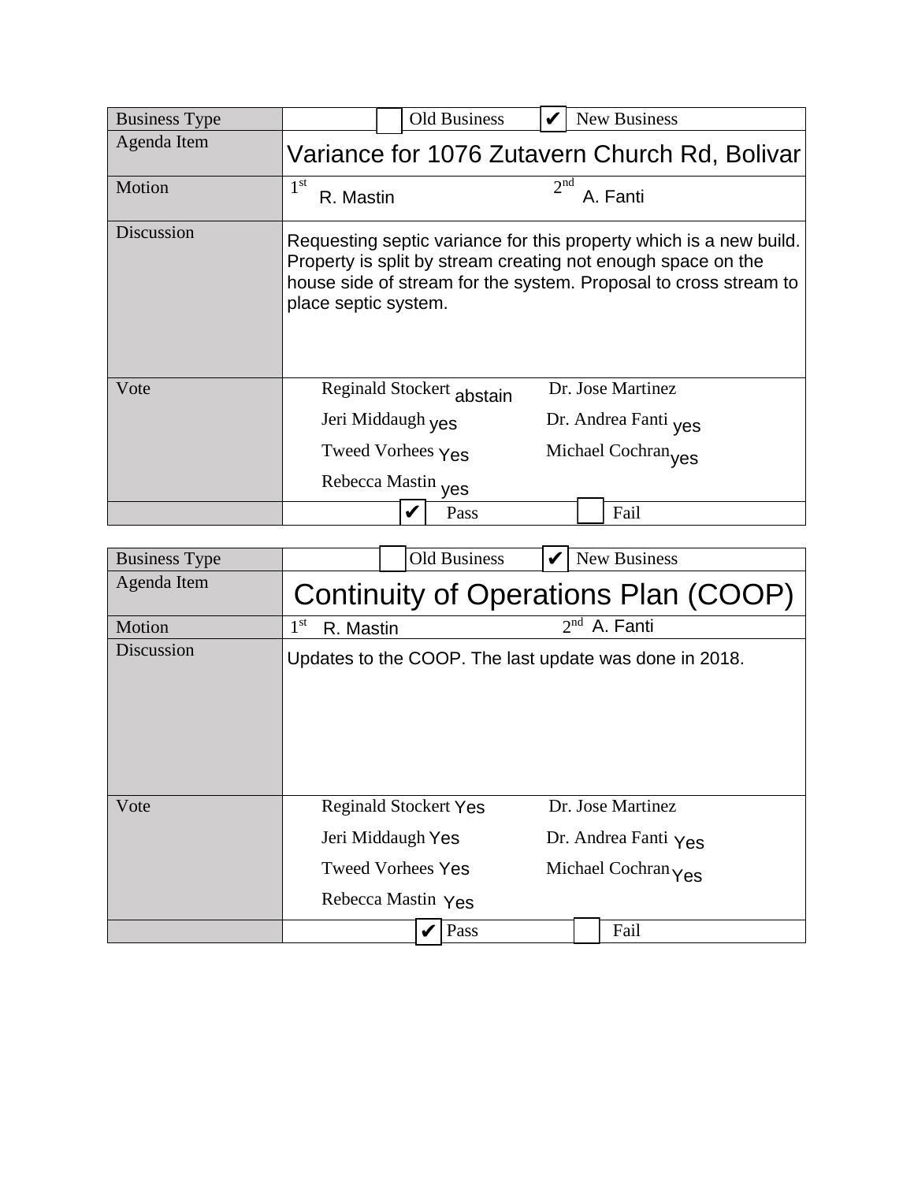| Business Type | ☐ Old Business ☑ New Business |
|---|---|
| Agenda Item | Variance for 1076 Zutavern Church Rd, Bolivar |
| Motion | 1st R. Mastin 2nd A. Fanti |
| Discussion | Requesting septic variance for this property which is a new build. Property is split by stream creating not enough space on the house side of stream for the system. Proposal to cross stream to place septic system. |
| Vote | Reginald Stockert abstain; Jeri Middaugh yes; Tweed Vorhees Yes; Rebecca Mastin yes; Dr. Jose Martinez; Dr. Andrea Fanti yes; Michael Cochran yes |
| | ☑ Pass ☐ Fail |

| Business Type | ☐ Old Business ☑ New Business |
|---|---|
| Agenda Item | Continuity of Operations Plan (COOP) |
| Motion | 1st R. Mastin 2nd A. Fanti |
| Discussion | Updates to the COOP. The last update was done in 2018. |
| Vote | Reginald Stockert Yes; Jeri Middaugh Yes; Tweed Vorhees Yes; Rebecca Mastin Yes; Dr. Jose Martinez; Dr. Andrea Fanti Yes; Michael Cochran Yes |
| | ☑ Pass ☐ Fail |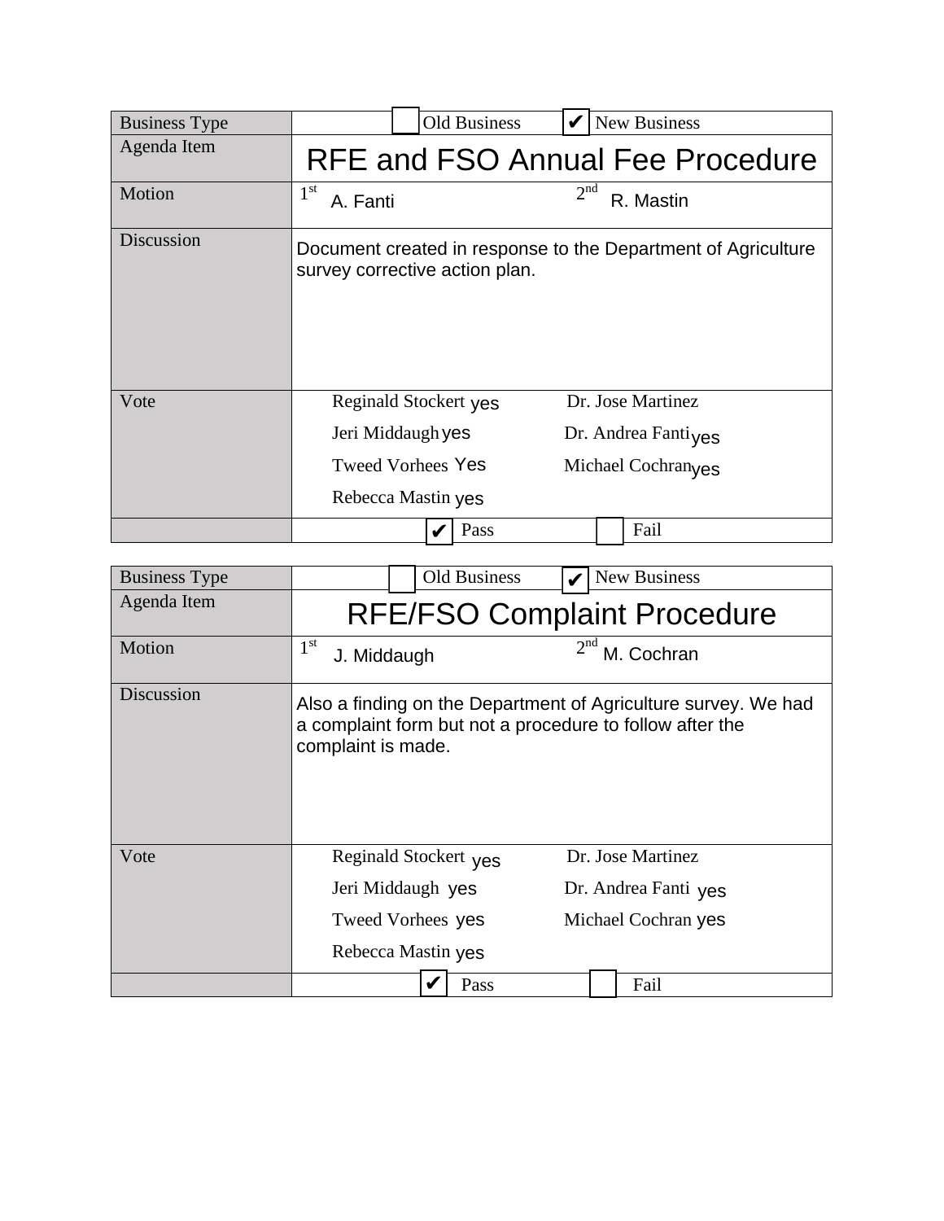| Business Type | ☐ Old Business ☑ New Business |
|---|---|
| Agenda Item | RFE and FSO Annual Fee Procedure |
| Motion | 1st A. Fanti 2nd R. Mastin |
| Discussion | Document created in response to the Department of Agriculture survey corrective action plan. |
| Vote | Reginald Stockert yes<br>Jeri Middaugh yes<br>Tweed Vorhees Yes<br>Rebecca Mastin yes<br>Dr. Jose Martinez<br>Dr. Andrea Fanti yes<br>Michael Cochran yes |
| | ☑ Pass ☐ Fail |

| Business Type | ☐ Old Business ☑ New Business |
|---|---|
| Agenda Item | RFE/FSO Complaint Procedure |
| Motion | 1st J. Middaugh 2nd M. Cochran |
| Discussion | Also a finding on the Department of Agriculture survey. We had a complaint form but not a procedure to follow after the complaint is made. |
| Vote | Reginald Stockert yes<br>Jeri Middaugh yes<br>Tweed Vorhees yes<br>Rebecca Mastin yes<br>Dr. Jose Martinez<br>Dr. Andrea Fanti yes<br>Michael Cochran yes |
| | ☑ Pass ☐ Fail |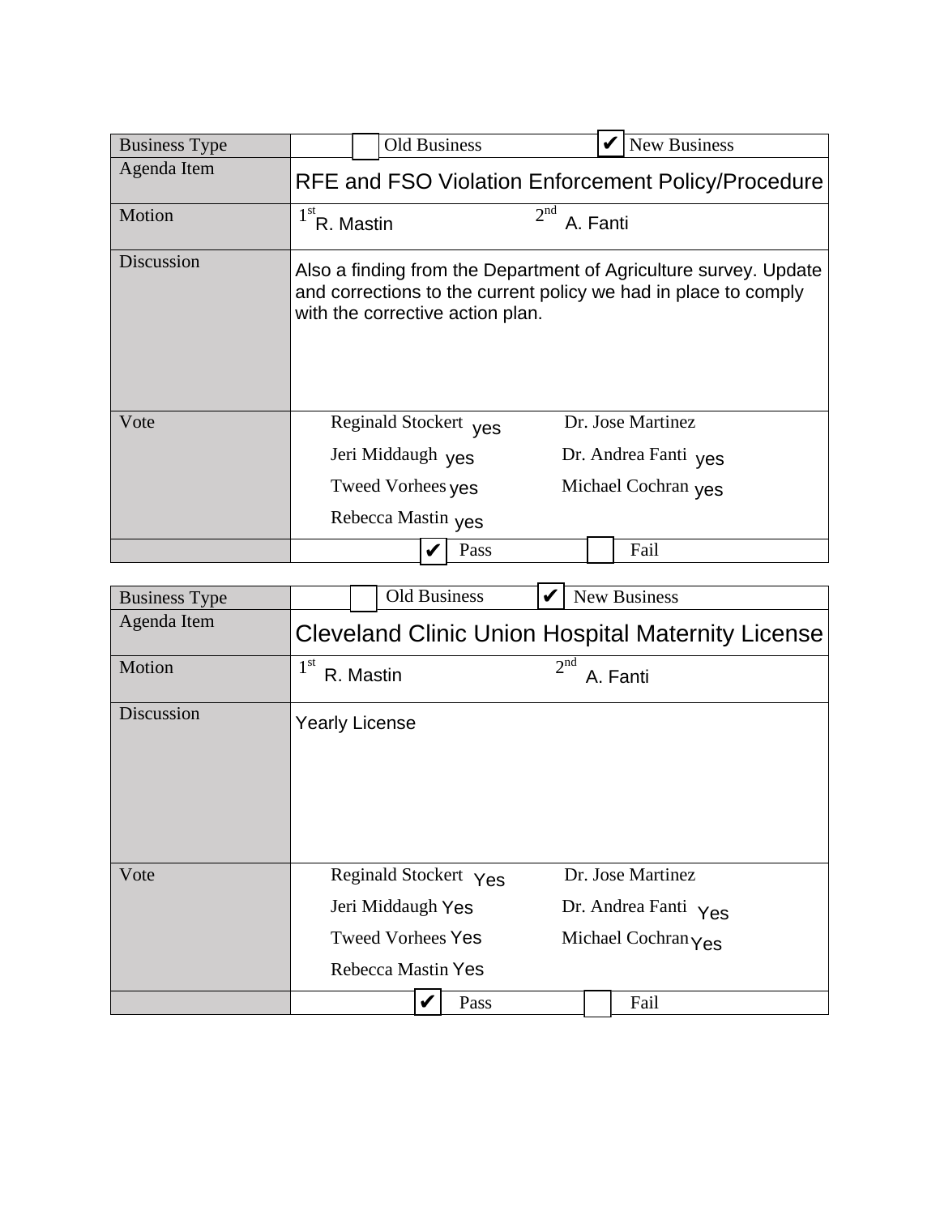| Business Type | ☐ Old Business ☑ New Business |
| --- | --- |
| Agenda Item | RFE and FSO Violation Enforcement Policy/Procedure |
| Motion | 1st R. Mastin 2nd A. Fanti |
| Discussion | Also a finding from the Department of Agriculture survey. Update and corrections to the current policy we had in place to comply with the corrective action plan. |
| Vote | Reginald Stockert yes<br>Jeri Middaugh yes<br>Tweed Vorhees yes<br>Rebecca Mastin yes<br>Dr. Jose Martinez<br>Dr. Andrea Fanti yes<br>Michael Cochran yes |
| | ☑ Pass ☐ Fail |

| Business Type | ☐ Old Business ☑ New Business |
| --- | --- |
| Agenda Item | Cleveland Clinic Union Hospital Maternity License |
| Motion | 1st R. Mastin 2nd A. Fanti |
| Discussion | Yearly License |
| Vote | Reginald Stockert Yes<br>Jeri Middaugh Yes<br>Tweed Vorhees Yes<br>Rebecca Mastin Yes<br>Dr. Jose Martinez<br>Dr. Andrea Fanti Yes<br>Michael Cochran Yes |
| | ☑ Pass ☐ Fail |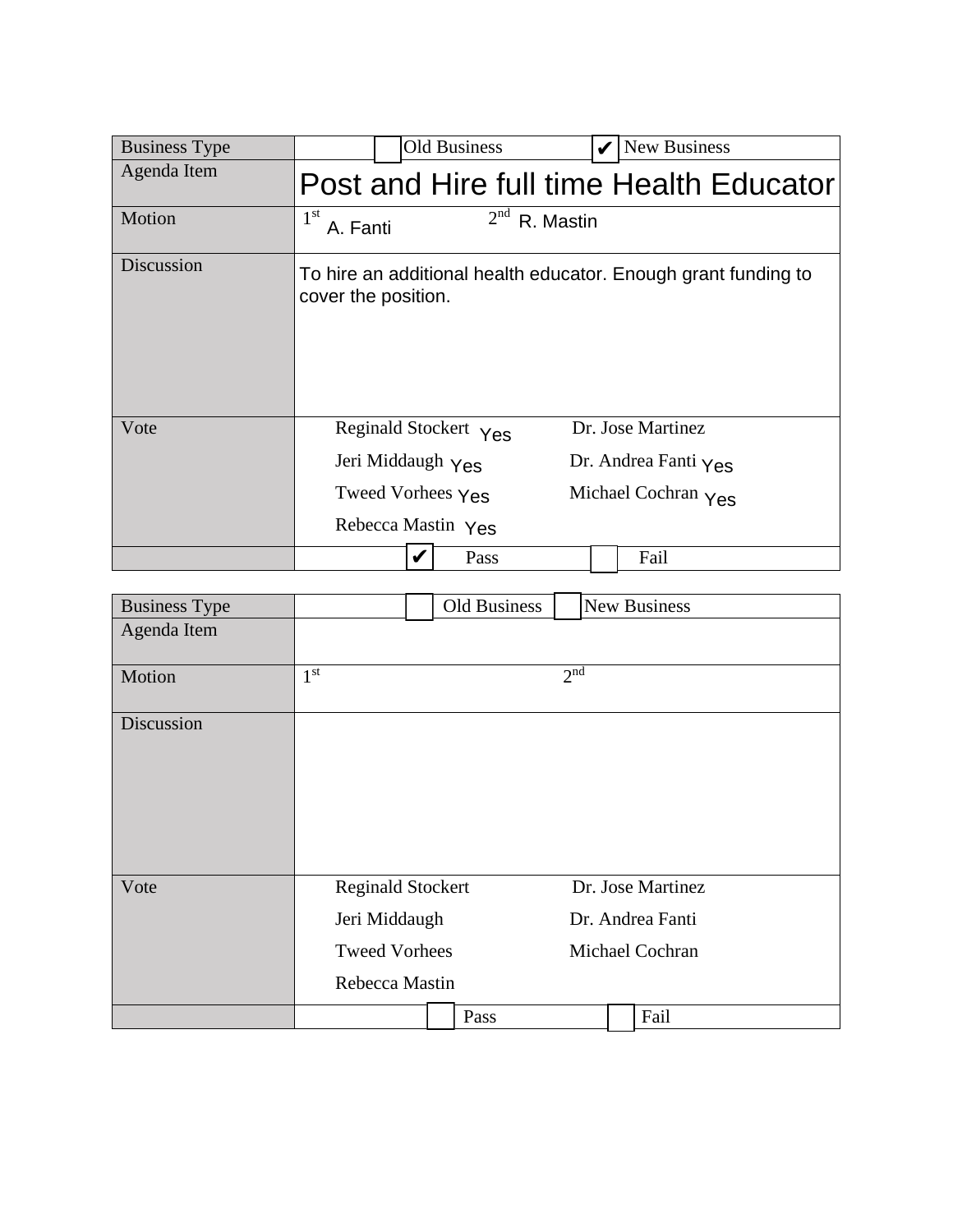| Business Type | ☐ Old Business ☑ New Business |
|---|---|
| Agenda Item | Post and Hire full time Health Educator |
| Motion | 1st A. Fanti 2nd R. Mastin |
| Discussion | To hire an additional health educator. Enough grant funding to cover the position. |
| Vote | Reginald Stockert Yes<br>Jeri Middaugh Yes<br>Tweed Vorhees Yes<br>Rebecca Mastin Yes<br>Dr. Jose Martinez<br>Dr. Andrea Fanti Yes<br>Michael Cochran Yes |
| | ☑ Pass ☐ Fail |

| Business Type | ☐ Old Business ☐ New Business |
|---|---|
| Agenda Item | |
| Motion | 1st 2nd |
| Discussion | |
| Vote | Reginald Stockert<br>Jeri Middaugh<br>Tweed Vorhees<br>Rebecca Mastin<br>Dr. Jose Martinez<br>Dr. Andrea Fanti<br>Michael Cochran |
| | ☐ Pass ☐ Fail |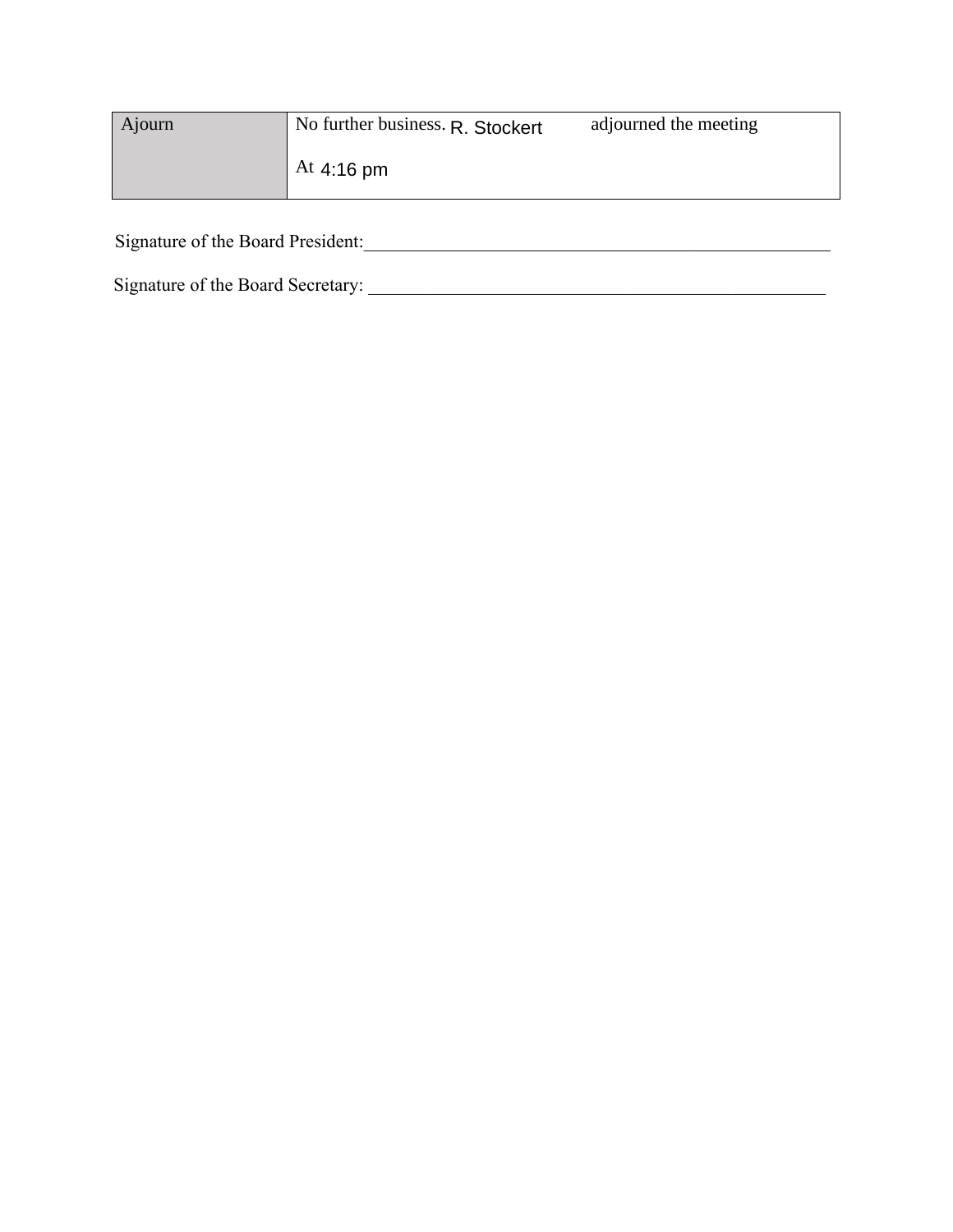| | |
|---|---|
| Ajourn | No further business. R. Stockert adjourned the meeting<br><br>At 4:16 pm |

Signature of the Board President:_____________________________________________________

Signature of the Board Secretary: ____________________________________________________